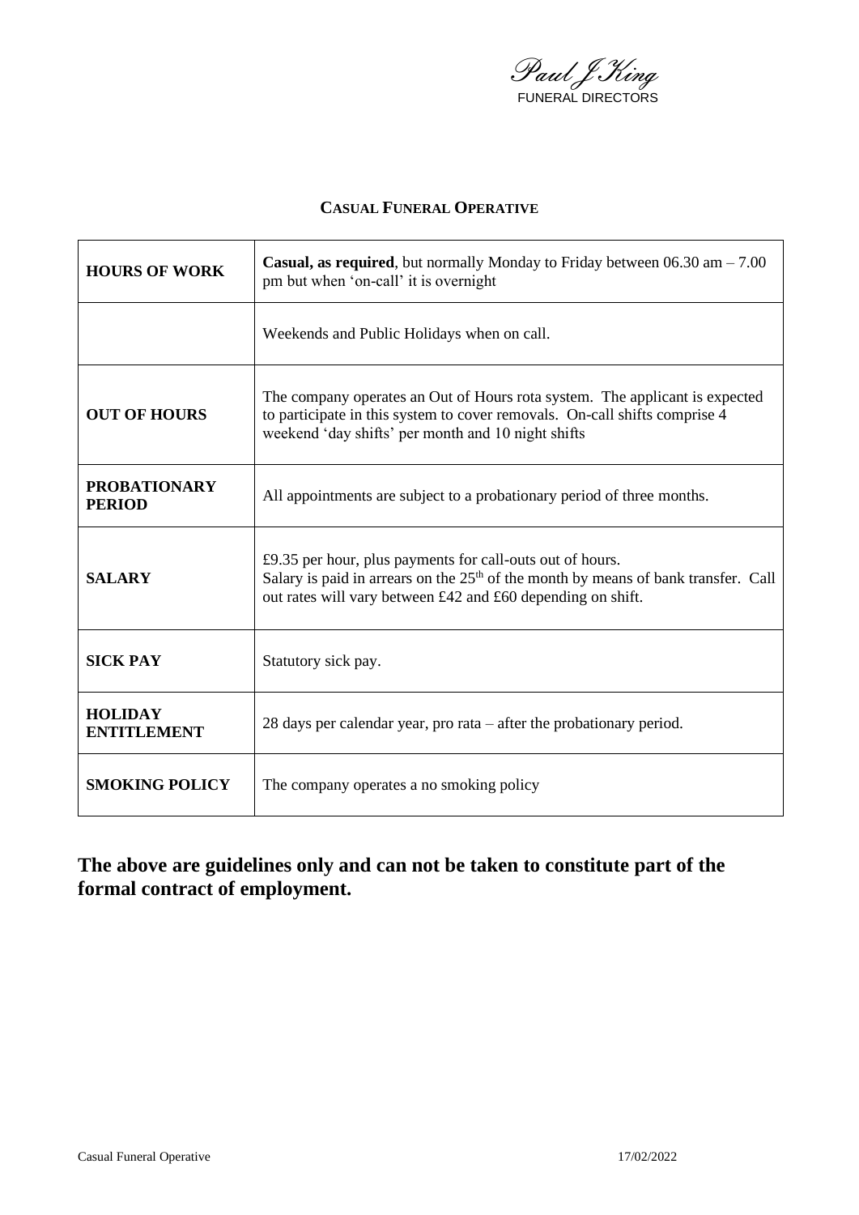*Paul J King*
FUNERAL DIRECTORS

## Casual Funeral Operative

| | |
|---|---|
| **HOURS OF WORK** | **Casual, as required**, but normally Monday to Friday between 06.30 am – 7.00 pm but when 'on-call' it is overnight |
| | Weekends and Public Holidays when on call. |
| **OUT OF HOURS** | The company operates an Out of Hours rota system. The applicant is expected to participate in this system to cover removals. On-call shifts comprise 4 weekend 'day shifts' per month and 10 night shifts |
| **PROBATIONARY PERIOD** | All appointments are subject to a probationary period of three months. |
| **SALARY** | £9.35 per hour, plus payments for call-outs out of hours. Salary is paid in arrears on the 25th of the month by means of bank transfer. Call out rates will vary between £42 and £60 depending on shift. |
| **SICK PAY** | Statutory sick pay. |
| **HOLIDAY ENTITLEMENT** | 28 days per calendar year, pro rata – after the probationary period. |
| **SMOKING POLICY** | The company operates a no smoking policy |

**The above are guidelines only and can not be taken to constitute part of the formal contract of employment.**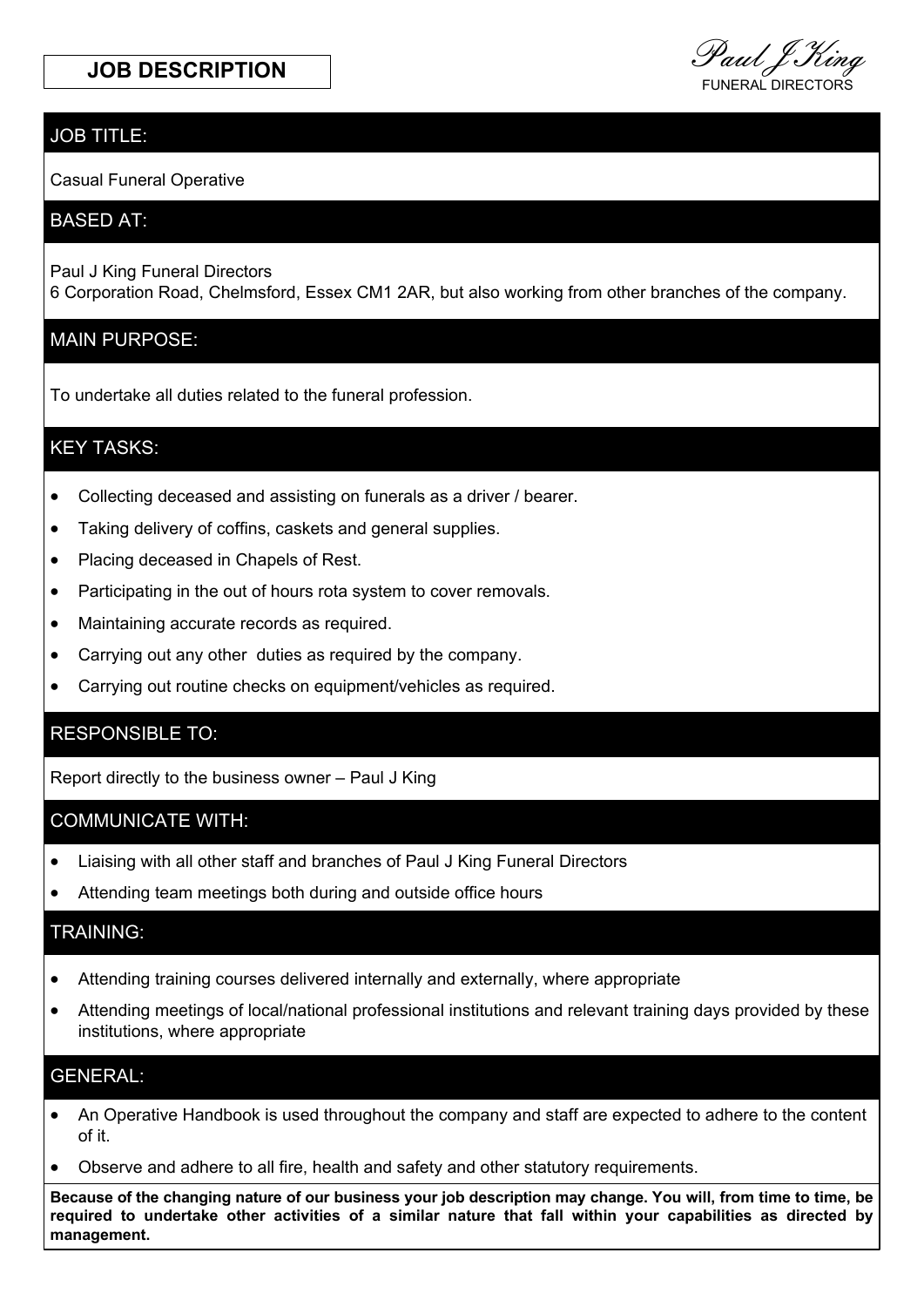# JOB DESCRIPTION

*Paul J King*
FUNERAL DIRECTORS

## JOB TITLE:

Casual Funeral Operative

## BASED AT:

Paul J King Funeral Directors
6 Corporation Road, Chelmsford, Essex CM1 2AR, but also working from other branches of the company.

## MAIN PURPOSE:

To undertake all duties related to the funeral profession.

## KEY TASKS:

- Collecting deceased and assisting on funerals as a driver / bearer.
- Taking delivery of coffins, caskets and general supplies.
- Placing deceased in Chapels of Rest.
- Participating in the out of hours rota system to cover removals.
- Maintaining accurate records as required.
- Carrying out any other duties as required by the company.
- Carrying out routine checks on equipment/vehicles as required.

## RESPONSIBLE TO:

Report directly to the business owner – Paul J King

## COMMUNICATE WITH:

- Liaising with all other staff and branches of Paul J King Funeral Directors
- Attending team meetings both during and outside office hours

## TRAINING:

- Attending training courses delivered internally and externally, where appropriate
- Attending meetings of local/national professional institutions and relevant training days provided by these institutions, where appropriate

## GENERAL:

- An Operative Handbook is used throughout the company and staff are expected to adhere to the content of it.
- Observe and adhere to all fire, health and safety and other statutory requirements.

**Because of the changing nature of our business your job description may change. You will, from time to time, be required to undertake other activities of a similar nature that fall within your capabilities as directed by management.**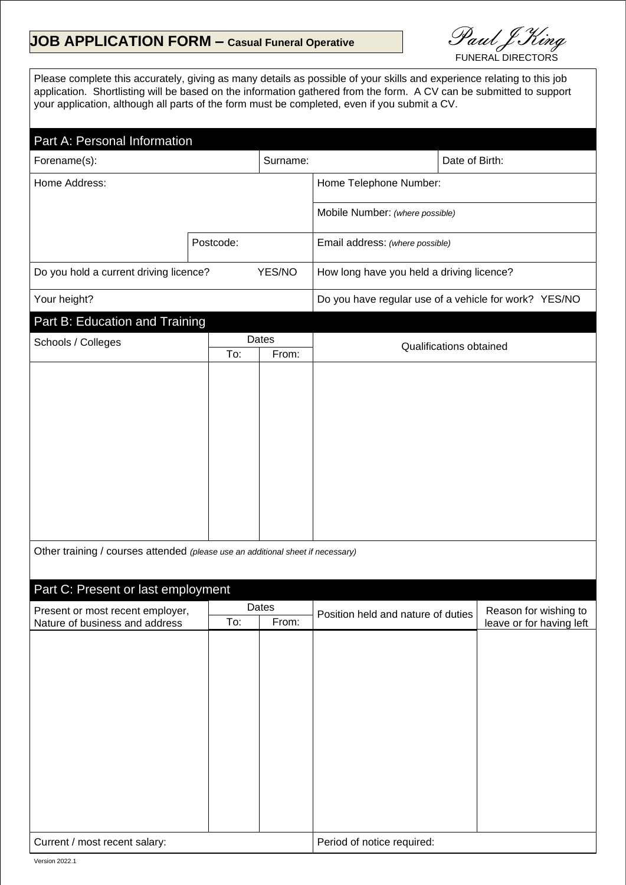# JOB APPLICATION FORM – Casual Funeral Operative

*Paul J King*
FUNERAL DIRECTORS

Please complete this accurately, giving as many details as possible of your skills and experience relating to this job application. Shortlisting will be based on the information gathered from the form. A CV can be submitted to support your application, although all parts of the form must be completed, even if you submit a CV.

## Part A: Personal Information

| Forename(s): | Surname: | Date of Birth: |
|---|---|---|
| Home Address: | | Home Telephone Number: |
| | | Mobile Number: *(where possible)* |
| | Postcode: | Email address: *(where possible)* |
| Do you hold a current driving licence? YES/NO | | How long have you held a driving licence? |
| Your height? | | Do you have regular use of a vehicle for work? YES/NO |

## Part B: Education and Training

| Schools / Colleges | Dates | | Qualifications obtained |
|---|---|---|---|
| | To: | From: | |
| | | | |

Other training / courses attended *(please use an additional sheet if necessary)*

## Part C: Present or last employment

| Present or most recent employer, Nature of business and address | Dates | | Position held and nature of duties | Reason for wishing to leave or for having left |
|---|---|---|---|---|
| | To: | From: | | |
| | | | | |

| Current / most recent salary: | Period of notice required: |
|---|---|

Version 2022.1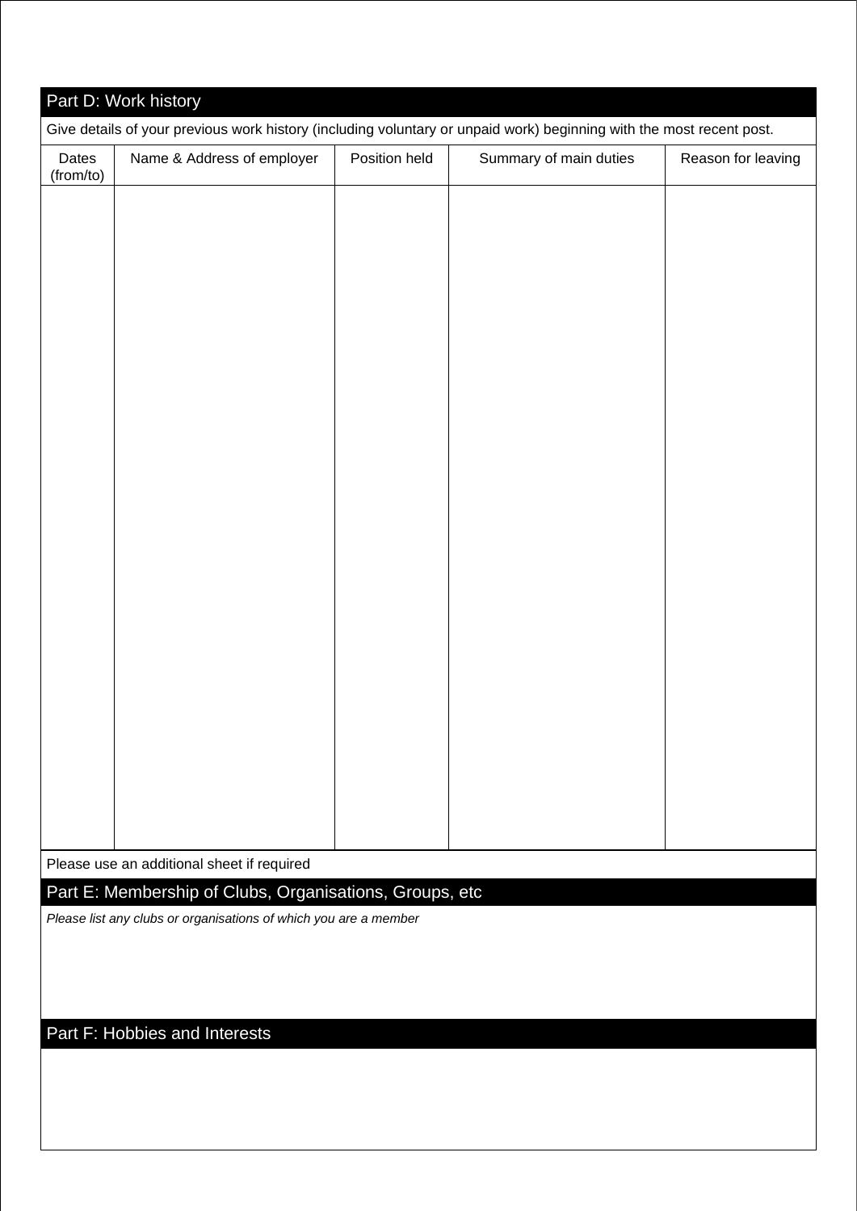## Part D: Work history

Give details of your previous work history (including voluntary or unpaid work) beginning with the most recent post.

| Dates (from/to) | Name & Address of employer | Position held | Summary of main duties | Reason for leaving |
|---|---|---|---|---|
| | | | | |

Please use an additional sheet if required

## Part E: Membership of Clubs, Organisations, Groups, etc

*Please list any clubs or organisations of which you are a member*

## Part F: Hobbies and Interests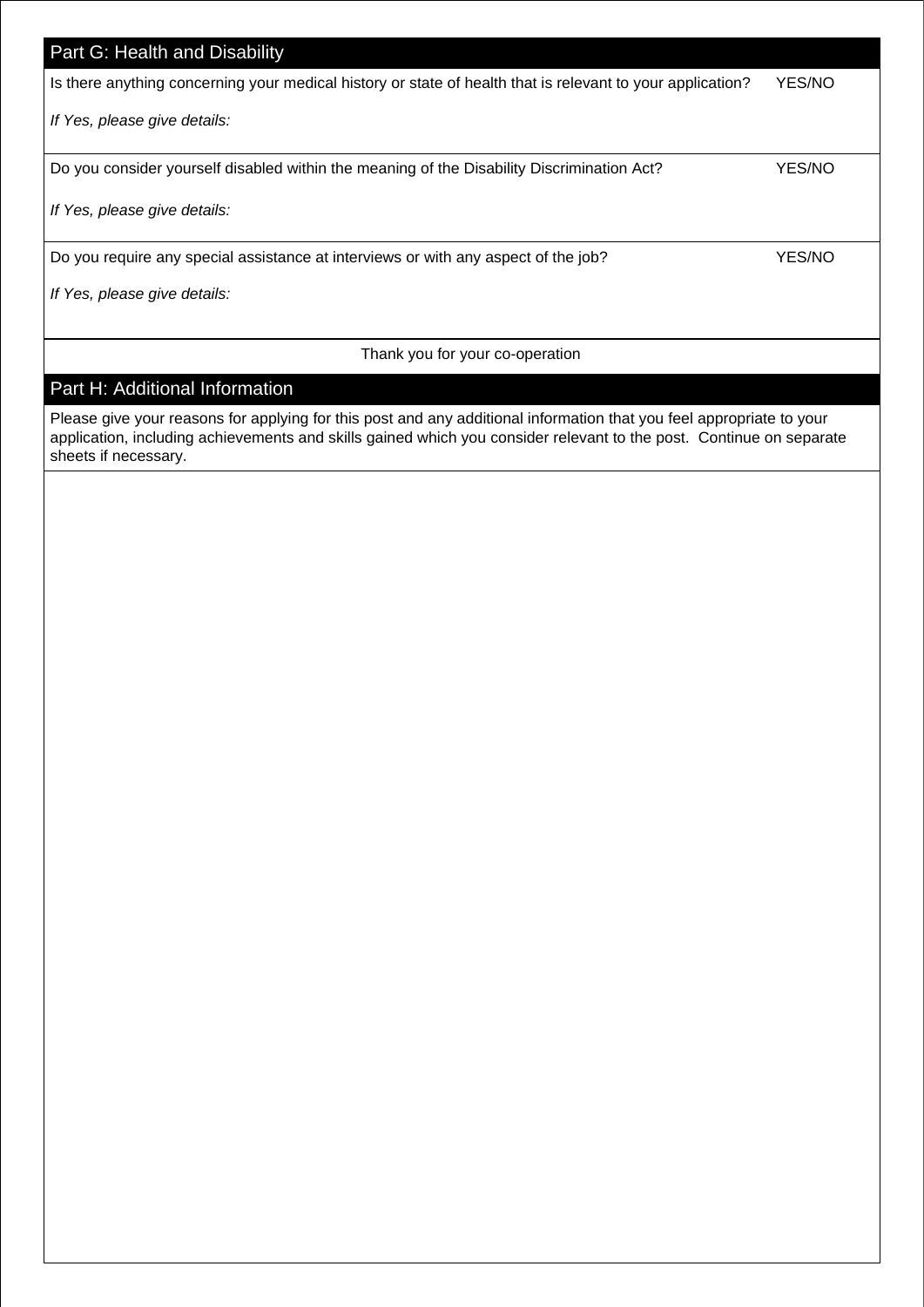## Part G: Health and Disability

Is there anything concerning your medical history or state of health that is relevant to your application? YES/NO

*If Yes, please give details:*

Do you consider yourself disabled within the meaning of the Disability Discrimination Act? YES/NO

*If Yes, please give details:*

Do you require any special assistance at interviews or with any aspect of the job? YES/NO

*If Yes, please give details:*

Thank you for your co-operation

## Part H: Additional Information

Please give your reasons for applying for this post and any additional information that you feel appropriate to your application, including achievements and skills gained which you consider relevant to the post. Continue on separate sheets if necessary.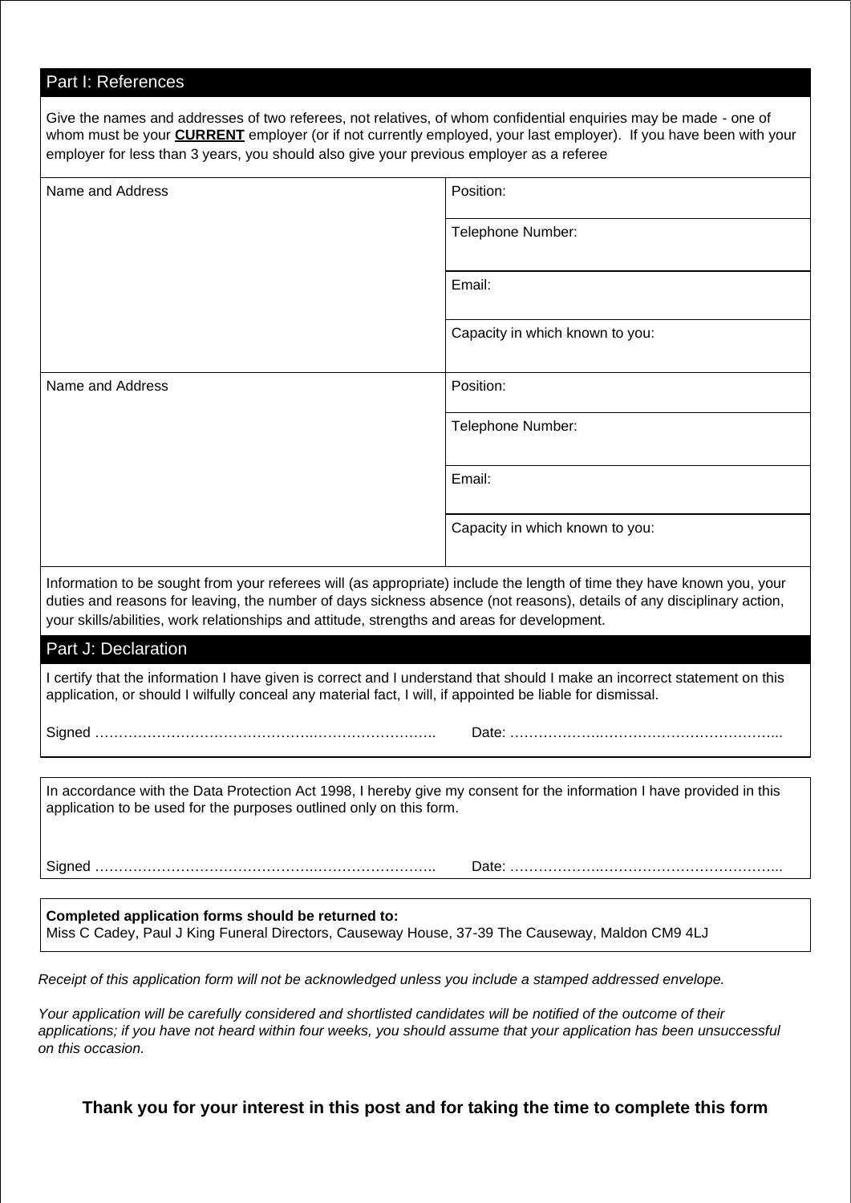## Part I: References

Give the names and addresses of two referees, not relatives, of whom confidential enquiries may be made - one of whom must be your **CURRENT** employer (or if not currently employed, your last employer). If you have been with your employer for less than 3 years, you should also give your previous employer as a referee

| | |
|---|---|
| Name and Address | Position: |
| | Telephone Number: |
| | Email: |
| | Capacity in which known to you: |
| Name and Address | Position: |
| | Telephone Number: |
| | Email: |
| | Capacity in which known to you: |

Information to be sought from your referees will (as appropriate) include the length of time they have known you, your duties and reasons for leaving, the number of days sickness absence (not reasons), details of any disciplinary action, your skills/abilities, work relationships and attitude, strengths and areas for development.

## Part J: Declaration

I certify that the information I have given is correct and I understand that should I make an incorrect statement on this application, or should I wilfully conceal any material fact, I will, if appointed be liable for dismissal.

Signed ……………………………………….…………………….. Date: ………………..………………………………...

In accordance with the Data Protection Act 1998, I hereby give my consent for the information I have provided in this application to be used for the purposes outlined only on this form.

Signed ……………………………………….…………………….. Date: ………………..………………………………...

**Completed application forms should be returned to:**
Miss C Cadey, Paul J King Funeral Directors, Causeway House, 37-39 The Causeway, Maldon CM9 4LJ

*Receipt of this application form will not be acknowledged unless you include a stamped addressed envelope.*

*Your application will be carefully considered and shortlisted candidates will be notified of the outcome of their applications; if you have not heard within four weeks, you should assume that your application has been unsuccessful on this occasion.*

**Thank you for your interest in this post and for taking the time to complete this form**